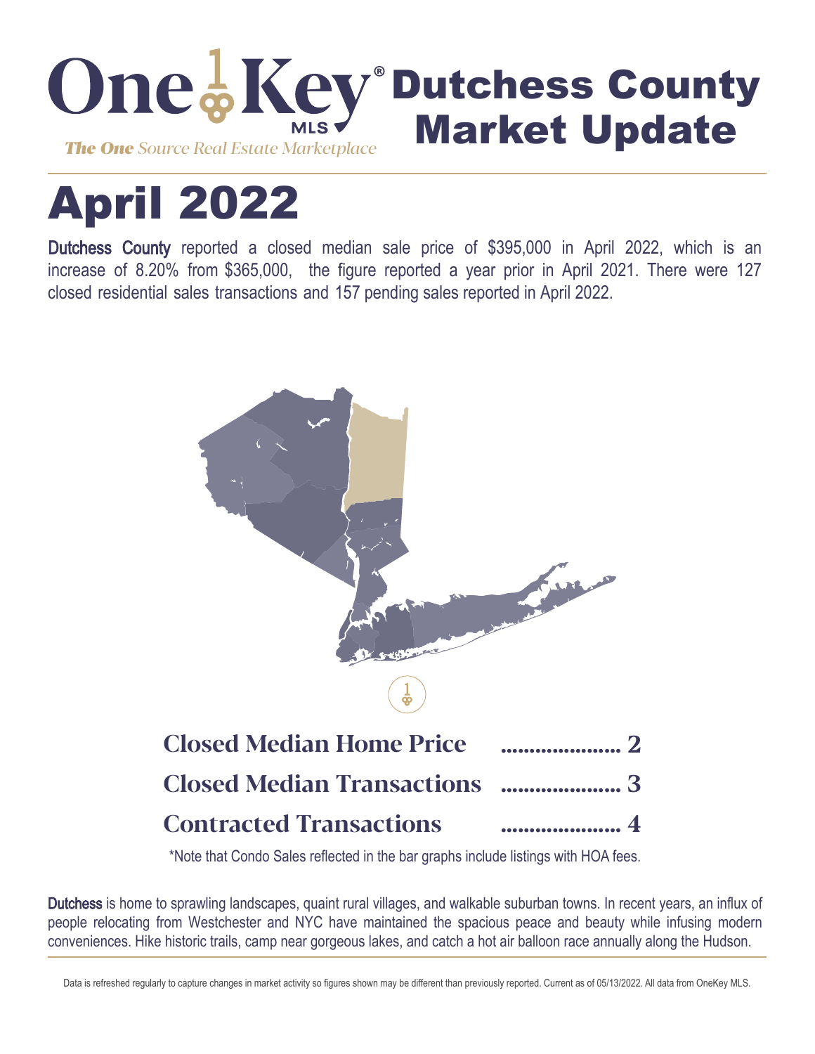# One Key MLS Dutchess County Market Update

*The One Source Real Estate Marketplace*

# April 2022

Dutchess County reported a closed median sale price of $395,000 in April 2022, which is an increase of 8.20% from $365,000, the figure reported a year prior in April 2021. There were 127 closed residential sales transactions and 157 pending sales reported in April 2022.

**Closed Median Home Price** ..................... 2

**Closed Median Transactions** ..................... 3

**Contracted Transactions** ..................... 4

*Note that Condo Sales reflected in the bar graphs include listings with HOA fees.

Dutchess is home to sprawling landscapes, quaint rural villages, and walkable suburban towns. In recent years, an influx of people relocating from Westchester and NYC have maintained the spacious peace and beauty while infusing modern conveniences. Hike historic trails, camp near gorgeous lakes, and catch a hot air balloon race annually along the Hudson.

Data is refreshed regularly to capture changes in market activity so figures shown may be different than previously reported. Current as of 05/13/2022. All data from OneKey MLS.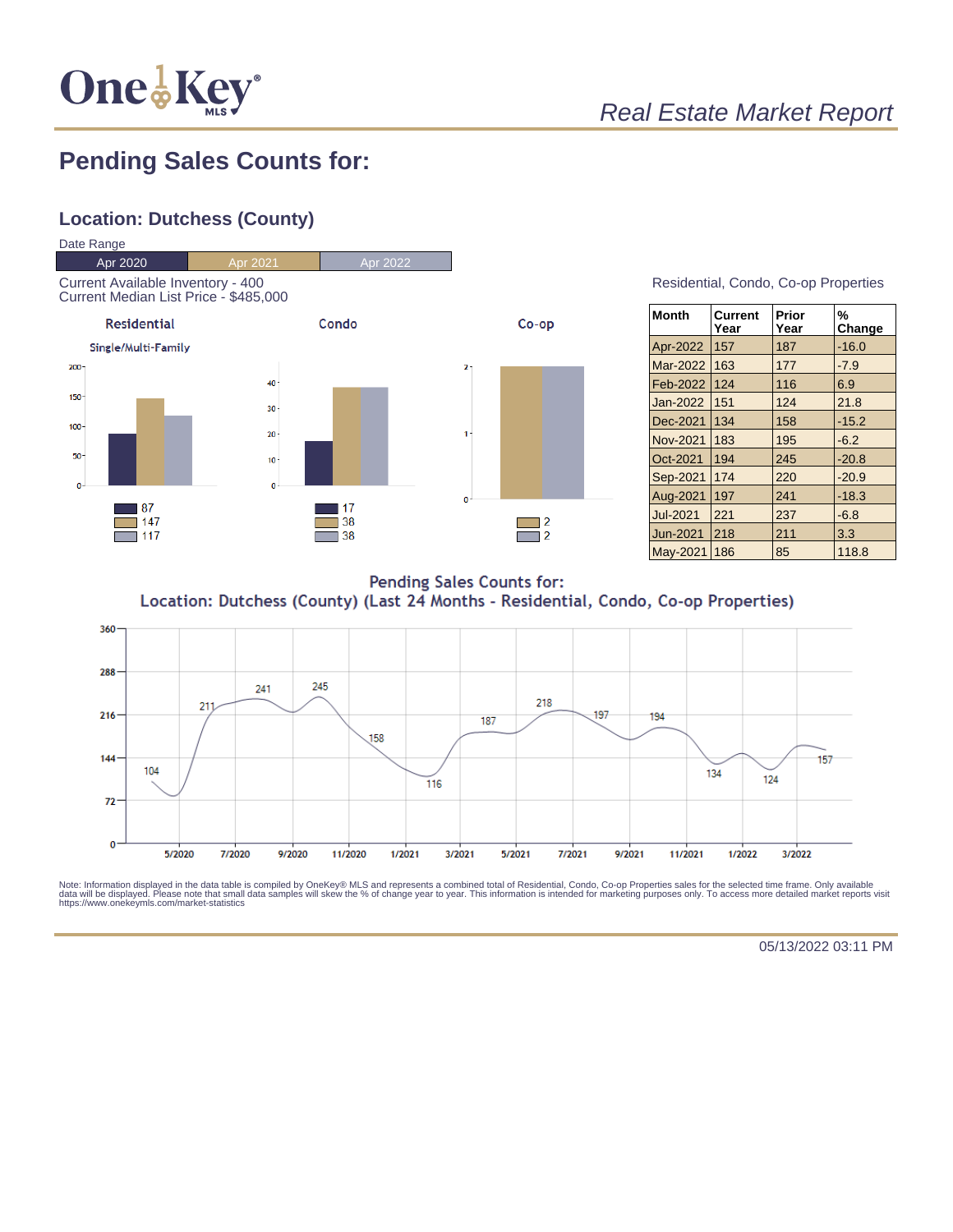# Real Estate Market Report

## Pending Sales Counts for:

### Location: Dutchess (County)

Date Range

Apr 2020 Apr 2021 Apr 2022

Current Available Inventory - 400
Current Median List Price - $485,000

Residential
Single/Multi-Family

200
150
100
50
0

87
147
117

Condo

40
30
20
10
0

17
38
38

Co-op

2
1
0

2
2

Residential, Condo, Co-op Properties

| Month | Current Year | Prior Year | % Change |
|---|---|---|---|
| Apr-2022 | 157 | 187 | -16.0 |
| Mar-2022 | 163 | 177 | -7.9 |
| Feb-2022 | 124 | 116 | 6.9 |
| Jan-2022 | 151 | 124 | 21.8 |
| Dec-2021 | 134 | 158 | -15.2 |
| Nov-2021 | 183 | 195 | -6.2 |
| Oct-2021 | 194 | 245 | -20.8 |
| Sep-2021 | 174 | 220 | -20.9 |
| Aug-2021 | 197 | 241 | -18.3 |
| Jul-2021 | 221 | 237 | -6.8 |
| Jun-2021 | 218 | 211 | 3.3 |
| May-2021 | 186 | 85 | 118.8 |

Pending Sales Counts for:
Location: Dutchess (County) (Last 24 Months - Residential, Condo, Co-op Properties)

360
288
216
144
72
0

104
211
241
245
158
116
187
218
197
194
134
124
157

5/2020 7/2020 9/2020 11/2020 1/2021 3/2021 5/2021 7/2021 9/2021 11/2021 1/2022 3/2022

Note: Information displayed in the data table is compiled by OneKey® MLS and represents a combined total of Residential, Condo, Co-op Properties sales for the selected time frame. Only available data will be displayed. Please note that small data samples will skew the % of change year to year. This information is intended for marketing purposes only. To access more detailed market reports visit https://www.onekeymls.com/market-statistics

05/13/2022 03:11 PM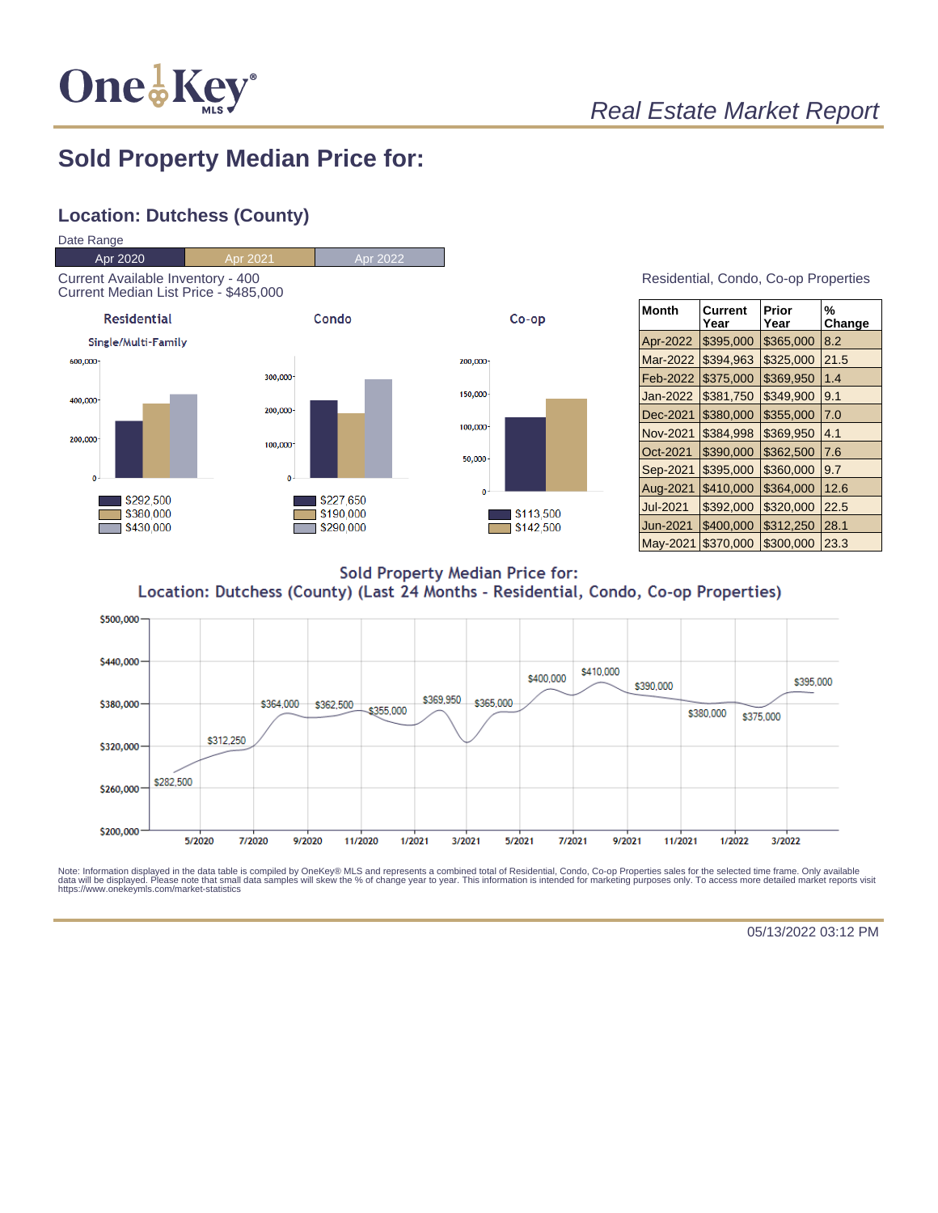# Real Estate Market Report

## Sold Property Median Price for:

### Location: Dutchess (County)

Date Range

| Apr 2020 | Apr 2021 | Apr 2022 |
|---|---|---|

Current Available Inventory - 400
Current Median List Price - $485,000

**Residential**

Single/Multi-Family

- $292,500
- $380,000
- $430,000

**Condo**

- $227,650
- $190,000
- $290,000

**Co-op**

- $113,500
- $142,500

Residential, Condo, Co-op Properties

| Month | Current Year | Prior Year | % Change |
|---|---|---|---|
| Apr-2022 | $395,000 | $365,000 | 8.2 |
| Mar-2022 | $394,963 | $325,000 | 21.5 |
| Feb-2022 | $375,000 | $369,950 | 1.4 |
| Jan-2022 | $381,750 | $349,900 | 9.1 |
| Dec-2021 | $380,000 | $355,000 | 7.0 |
| Nov-2021 | $384,998 | $369,950 | 4.1 |
| Oct-2021 | $390,000 | $362,500 | 7.6 |
| Sep-2021 | $395,000 | $360,000 | 9.7 |
| Aug-2021 | $410,000 | $364,000 | 12.6 |
| Jul-2021 | $392,000 | $320,000 | 22.5 |
| Jun-2021 | $400,000 | $312,250 | 28.1 |
| May-2021 | $370,000 | $300,000 | 23.3 |

Sold Property Median Price for:
Location: Dutchess (County) (Last 24 Months - Residential, Condo, Co-op Properties)

Note: Information displayed in the data table is compiled by OneKey® MLS and represents a combined total of Residential, Condo, Co-op Properties sales for the selected time frame. Only available data will be displayed. Please note that small data samples will skew the % of change year to year. This information is intended for marketing purposes only. To access more detailed market reports visit https://www.onekeymls.com/market-statistics

05/13/2022 03:12 PM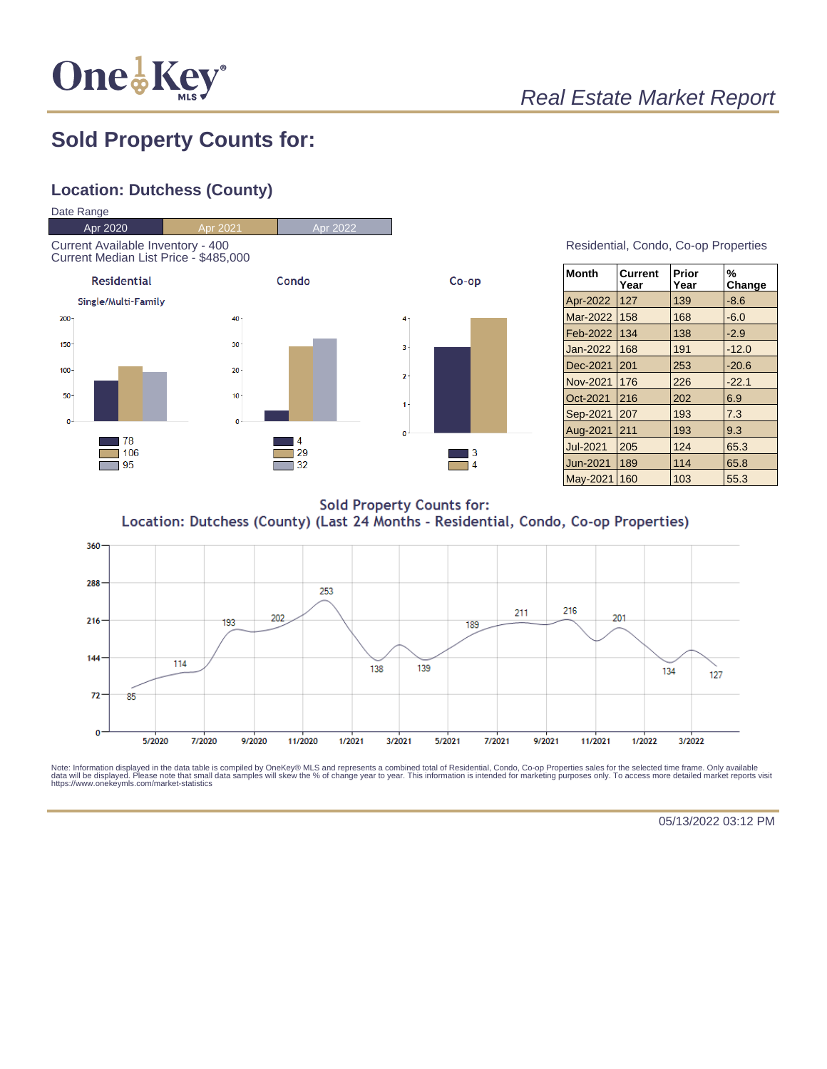OneKey MLS

*Real Estate Market Report*

# Sold Property Counts for:

## Location: Dutchess (County)

Date Range

Apr 2020 | Apr 2021 | Apr 2022

Current Available Inventory - 400
Current Median List Price - $485,000

Residential

Single/Multi-Family

78
106
95

Condo

4
29
32

Co-op

3
4

Residential, Condo, Co-op Properties

| Month | Current Year | Prior Year | % Change |
|---|---|---|---|
| Apr-2022 | 127 | 139 | -8.6 |
| Mar-2022 | 158 | 168 | -6.0 |
| Feb-2022 | 134 | 138 | -2.9 |
| Jan-2022 | 168 | 191 | -12.0 |
| Dec-2021 | 201 | 253 | -20.6 |
| Nov-2021 | 176 | 226 | -22.1 |
| Oct-2021 | 216 | 202 | 6.9 |
| Sep-2021 | 207 | 193 | 7.3 |
| Aug-2021 | 211 | 193 | 9.3 |
| Jul-2021 | 205 | 124 | 65.3 |
| Jun-2021 | 189 | 114 | 65.8 |
| May-2021 | 160 | 103 | 55.3 |

Sold Property Counts for:
Location: Dutchess (County) (Last 24 Months - Residential, Condo, Co-op Properties)

85
114
193
202
253
138
139
189
211
216
201
134
127

5/2020 7/2020 9/2020 11/2020 1/2021 3/2021 5/2021 7/2021 9/2021 11/2021 1/2022 3/2022

Note: Information displayed in the data table is compiled by OneKey® MLS and represents a combined total of Residential, Condo, Co-op Properties sales for the selected time frame. Only available data will be displayed. Please note that small data samples will skew the % of change year to year. This information is intended for marketing purposes only. To access more detailed market reports visit https://www.onekeymls.com/market-statistics

05/13/2022 03:12 PM